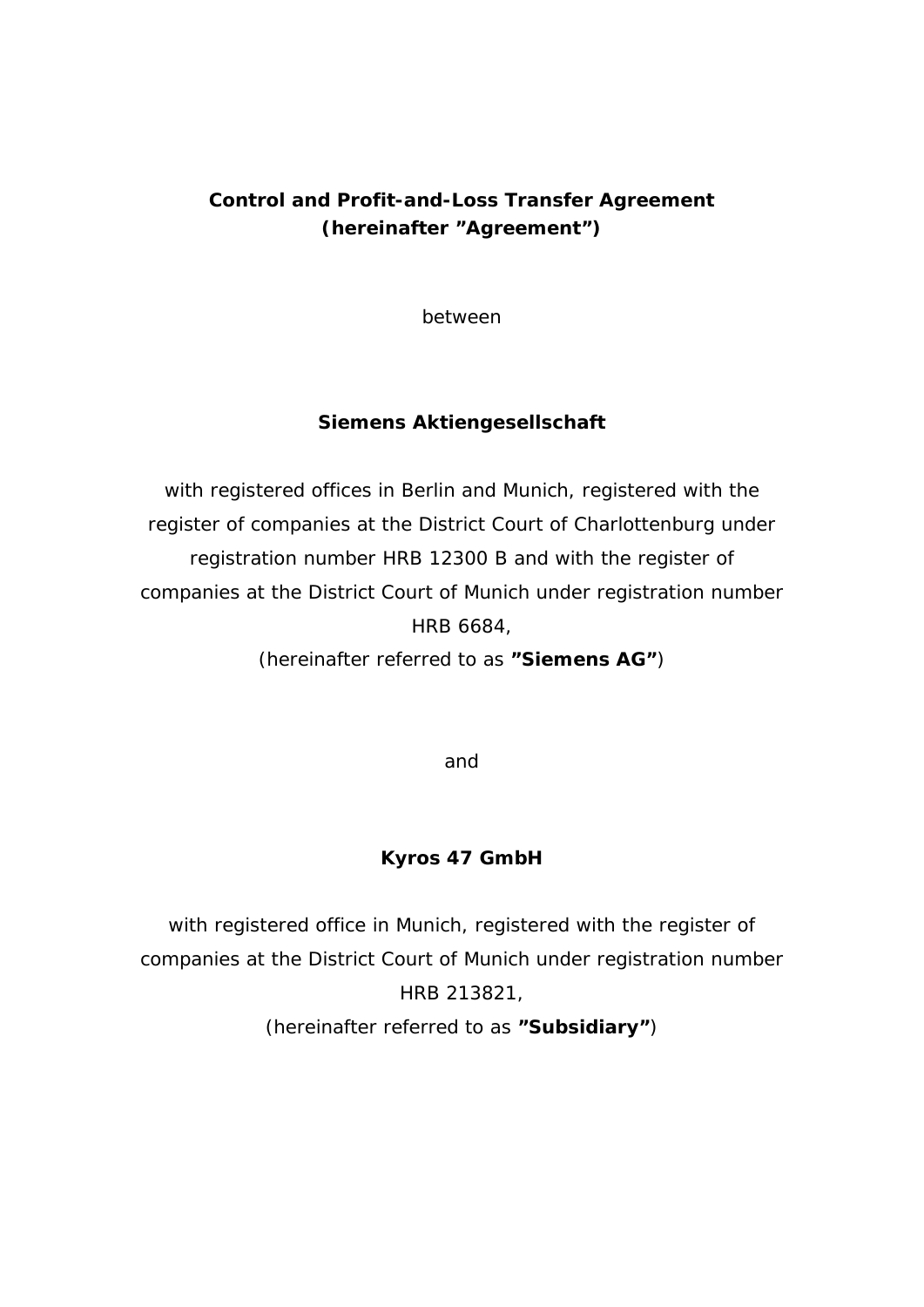**Control and Profit-and-Loss Transfer Agreement**
**(hereinafter ”Agreement”)**

between

**Siemens Aktiengesellschaft**

with registered offices in Berlin and Munich, registered with the register of companies at the District Court of Charlottenburg under registration number HRB 12300 B and with the register of companies at the District Court of Munich under registration number HRB 6684,
(hereinafter referred to as **”Siemens AG”**)

and

**Kyros 47 GmbH**

with registered office in Munich, registered with the register of companies at the District Court of Munich under registration number HRB 213821,
(hereinafter referred to as **”Subsidiary”**)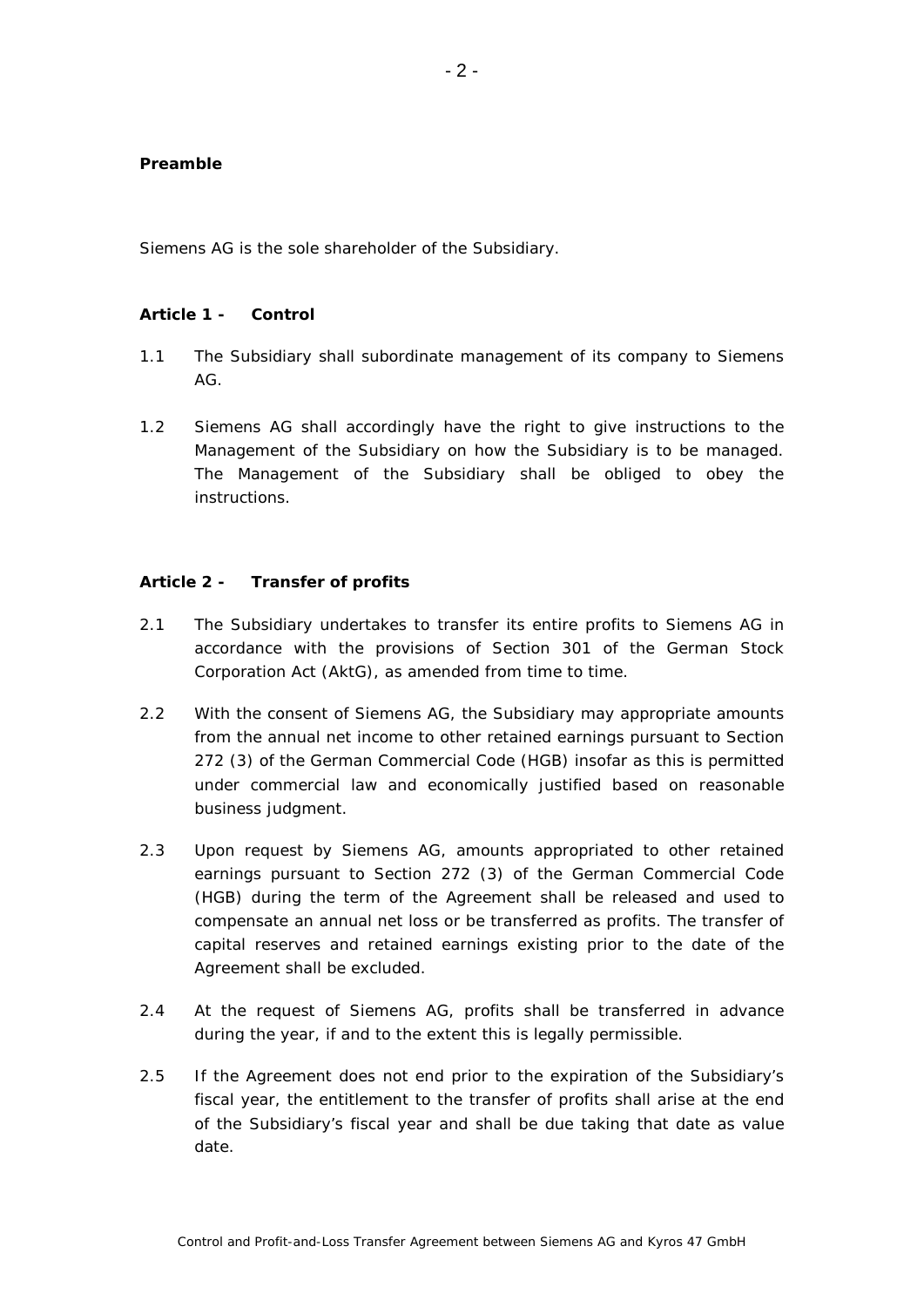**Preamble**

Siemens AG is the sole shareholder of the Subsidiary.

**Article 1 - Control**

1.1 The Subsidiary shall subordinate management of its company to Siemens AG.

1.2 Siemens AG shall accordingly have the right to give instructions to the Management of the Subsidiary on how the Subsidiary is to be managed. The Management of the Subsidiary shall be obliged to obey the instructions.

**Article 2 - Transfer of profits**

2.1 The Subsidiary undertakes to transfer its entire profits to Siemens AG in accordance with the provisions of Section 301 of the German Stock Corporation Act (AktG), as amended from time to time.

2.2 With the consent of Siemens AG, the Subsidiary may appropriate amounts from the annual net income to other retained earnings pursuant to Section 272 (3) of the German Commercial Code (HGB) insofar as this is permitted under commercial law and economically justified based on reasonable business judgment.

2.3 Upon request by Siemens AG, amounts appropriated to other retained earnings pursuant to Section 272 (3) of the German Commercial Code (HGB) during the term of the Agreement shall be released and used to compensate an annual net loss or be transferred as profits. The transfer of capital reserves and retained earnings existing prior to the date of the Agreement shall be excluded.

2.4 At the request of Siemens AG, profits shall be transferred in advance during the year, if and to the extent this is legally permissible.

2.5 If the Agreement does not end prior to the expiration of the Subsidiary's fiscal year, the entitlement to the transfer of profits shall arise at the end of the Subsidiary's fiscal year and shall be due taking that date as value date.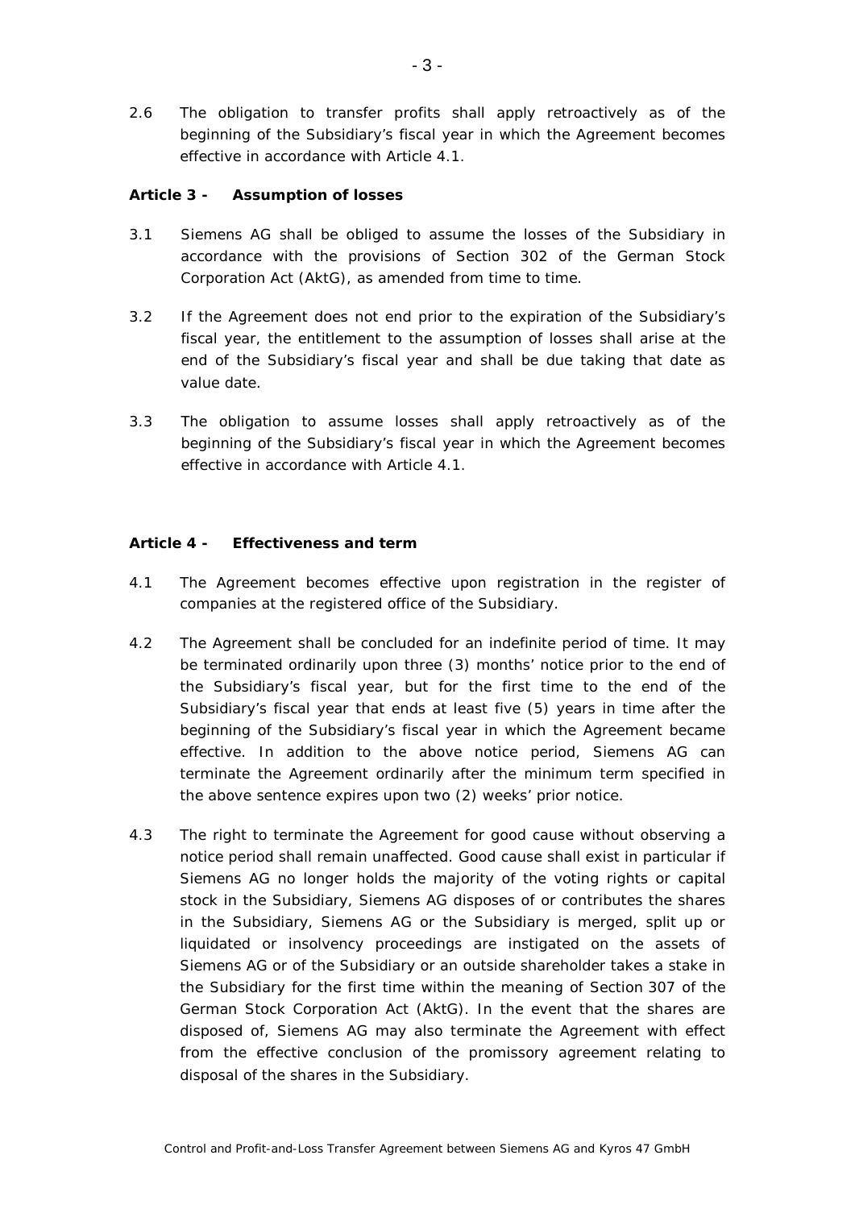2.6 The obligation to transfer profits shall apply retroactively as of the beginning of the Subsidiary's fiscal year in which the Agreement becomes effective in accordance with Article 4.1.

**Article 3 - Assumption of losses**

3.1 Siemens AG shall be obliged to assume the losses of the Subsidiary in accordance with the provisions of Section 302 of the German Stock Corporation Act (AktG), as amended from time to time.

3.2 If the Agreement does not end prior to the expiration of the Subsidiary's fiscal year, the entitlement to the assumption of losses shall arise at the end of the Subsidiary's fiscal year and shall be due taking that date as value date.

3.3 The obligation to assume losses shall apply retroactively as of the beginning of the Subsidiary's fiscal year in which the Agreement becomes effective in accordance with Article 4.1.

**Article 4 - Effectiveness and term**

4.1 The Agreement becomes effective upon registration in the register of companies at the registered office of the Subsidiary.

4.2 The Agreement shall be concluded for an indefinite period of time. It may be terminated ordinarily upon three (3) months' notice prior to the end of the Subsidiary's fiscal year, but for the first time to the end of the Subsidiary's fiscal year that ends at least five (5) years in time after the beginning of the Subsidiary's fiscal year in which the Agreement became effective. In addition to the above notice period, Siemens AG can terminate the Agreement ordinarily after the minimum term specified in the above sentence expires upon two (2) weeks' prior notice.

4.3 The right to terminate the Agreement for good cause without observing a notice period shall remain unaffected. Good cause shall exist in particular if Siemens AG no longer holds the majority of the voting rights or capital stock in the Subsidiary, Siemens AG disposes of or contributes the shares in the Subsidiary, Siemens AG or the Subsidiary is merged, split up or liquidated or insolvency proceedings are instigated on the assets of Siemens AG or of the Subsidiary or an outside shareholder takes a stake in the Subsidiary for the first time within the meaning of Section 307 of the German Stock Corporation Act (AktG). In the event that the shares are disposed of, Siemens AG may also terminate the Agreement with effect from the effective conclusion of the promissory agreement relating to disposal of the shares in the Subsidiary.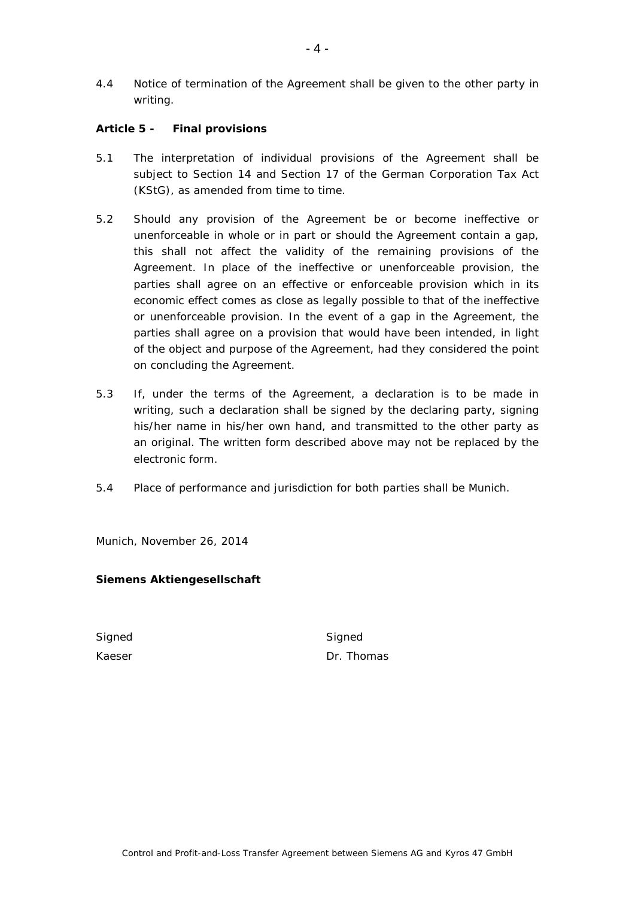4.4 Notice of termination of the Agreement shall be given to the other party in writing.

**Article 5 - Final provisions**

5.1 The interpretation of individual provisions of the Agreement shall be subject to Section 14 and Section 17 of the German Corporation Tax Act (KStG), as amended from time to time.

5.2 Should any provision of the Agreement be or become ineffective or unenforceable in whole or in part or should the Agreement contain a gap, this shall not affect the validity of the remaining provisions of the Agreement. In place of the ineffective or unenforceable provision, the parties shall agree on an effective or enforceable provision which in its economic effect comes as close as legally possible to that of the ineffective or unenforceable provision. In the event of a gap in the Agreement, the parties shall agree on a provision that would have been intended, in light of the object and purpose of the Agreement, had they considered the point on concluding the Agreement.

5.3 If, under the terms of the Agreement, a declaration is to be made in writing, such a declaration shall be signed by the declaring party, signing his/her name in his/her own hand, and transmitted to the other party as an original. The written form described above may not be replaced by the electronic form.

5.4 Place of performance and jurisdiction for both parties shall be Munich.

Munich, November 26, 2014

**Siemens Aktiengesellschaft**

Signed
Kaeser

Signed
Dr. Thomas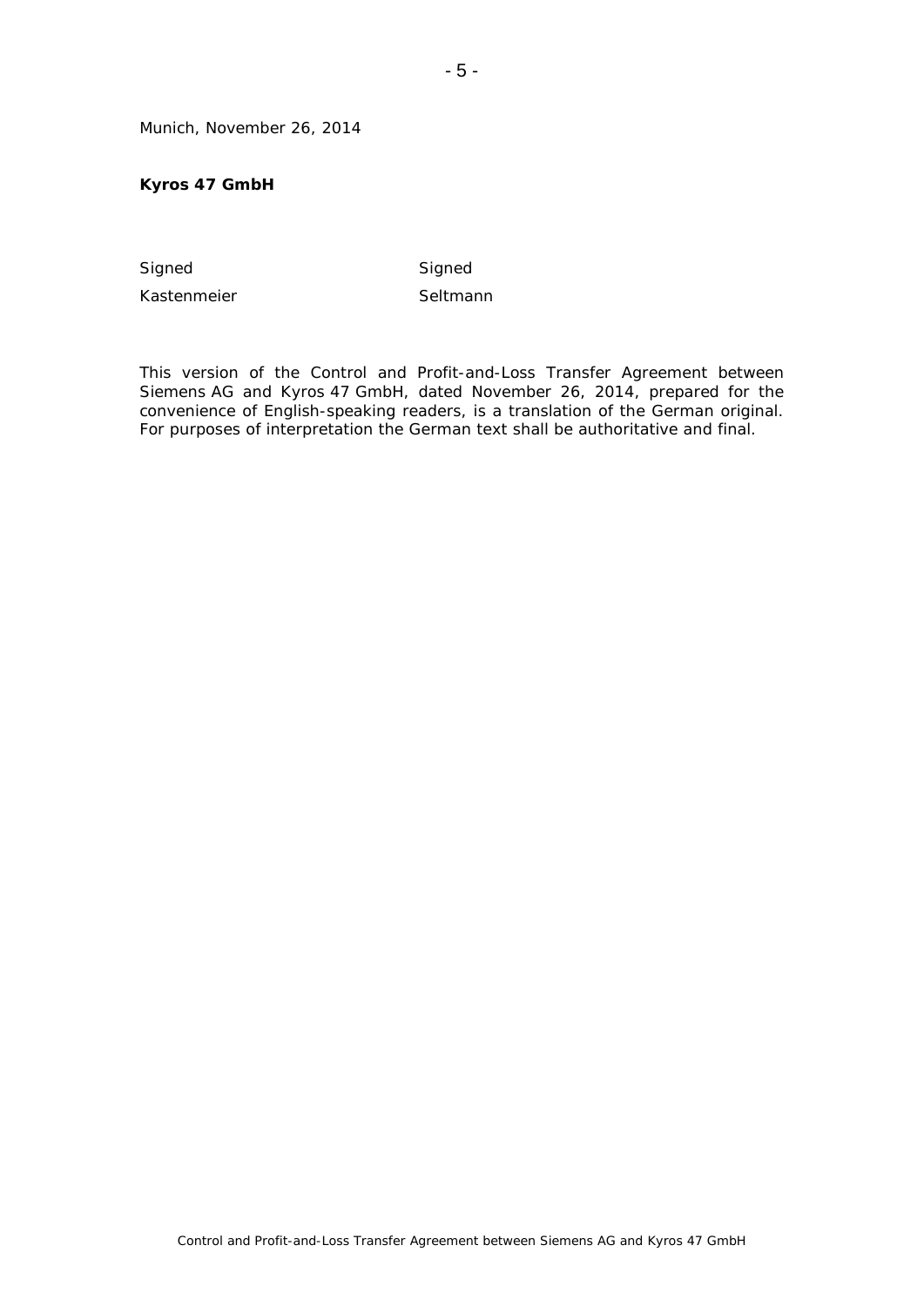Munich, November 26, 2014

**Kyros 47 GmbH**

| | |
|---|---|
| Signed | Signed |
| Kastenmeier | Seltmann |

This version of the Control and Profit-and-Loss Transfer Agreement between Siemens AG and Kyros 47 GmbH, dated November 26, 2014, prepared for the convenience of English-speaking readers, is a translation of the German original. For purposes of interpretation the German text shall be authoritative and final.